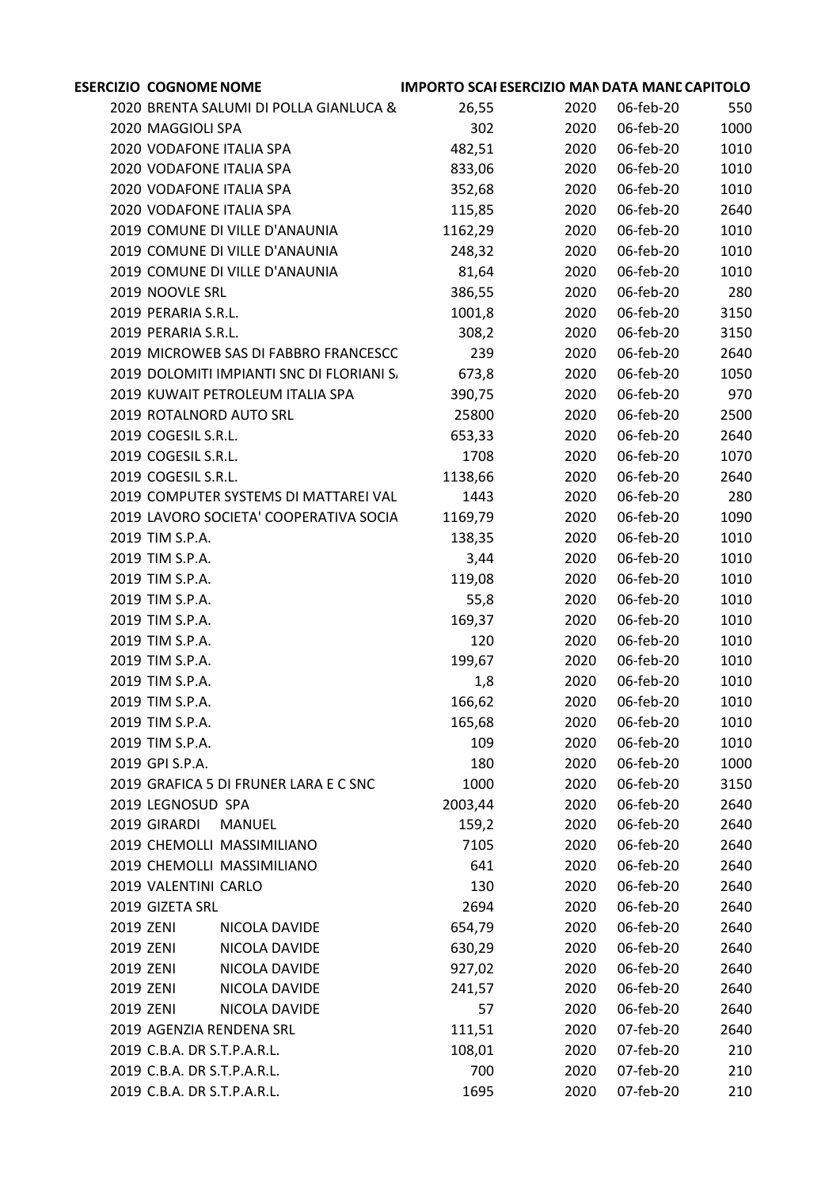| ESERCIZIO | COGNOME | NOME | IMPORTO SCAI | ESERCIZIO MAN | DATA MAND | CAPITOLO |
|---|---|---|---|---|---|---|
| 2020 | BRENTA SALUMI DI POLLA GIANLUCA & | | 26,55 | 2020 | 06-feb-20 | 550 |
| 2020 | MAGGIOLI SPA | | 302 | 2020 | 06-feb-20 | 1000 |
| 2020 | VODAFONE ITALIA SPA | | 482,51 | 2020 | 06-feb-20 | 1010 |
| 2020 | VODAFONE ITALIA SPA | | 833,06 | 2020 | 06-feb-20 | 1010 |
| 2020 | VODAFONE ITALIA SPA | | 352,68 | 2020 | 06-feb-20 | 1010 |
| 2020 | VODAFONE ITALIA SPA | | 115,85 | 2020 | 06-feb-20 | 2640 |
| 2019 | COMUNE DI VILLE D'ANAUNIA | | 1162,29 | 2020 | 06-feb-20 | 1010 |
| 2019 | COMUNE DI VILLE D'ANAUNIA | | 248,32 | 2020 | 06-feb-20 | 1010 |
| 2019 | COMUNE DI VILLE D'ANAUNIA | | 81,64 | 2020 | 06-feb-20 | 1010 |
| 2019 | NOOVLE SRL | | 386,55 | 2020 | 06-feb-20 | 280 |
| 2019 | PERARIA S.R.L. | | 1001,8 | 2020 | 06-feb-20 | 3150 |
| 2019 | PERARIA S.R.L. | | 308,2 | 2020 | 06-feb-20 | 3150 |
| 2019 | MICROWEB SAS DI FABBRO FRANCESCC | | 239 | 2020 | 06-feb-20 | 2640 |
| 2019 | DOLOMITI IMPIANTI SNC DI FLORIANI S. | | 673,8 | 2020 | 06-feb-20 | 1050 |
| 2019 | KUWAIT PETROLEUM ITALIA SPA | | 390,75 | 2020 | 06-feb-20 | 970 |
| 2019 | ROTALNORD AUTO SRL | | 25800 | 2020 | 06-feb-20 | 2500 |
| 2019 | COGESIL S.R.L. | | 653,33 | 2020 | 06-feb-20 | 2640 |
| 2019 | COGESIL S.R.L. | | 1708 | 2020 | 06-feb-20 | 1070 |
| 2019 | COGESIL S.R.L. | | 1138,66 | 2020 | 06-feb-20 | 2640 |
| 2019 | COMPUTER SYSTEMS DI MATTAREI VAL | | 1443 | 2020 | 06-feb-20 | 280 |
| 2019 | LAVORO SOCIETA' COOPERATIVA SOCIA | | 1169,79 | 2020 | 06-feb-20 | 1090 |
| 2019 | TIM S.P.A. | | 138,35 | 2020 | 06-feb-20 | 1010 |
| 2019 | TIM S.P.A. | | 3,44 | 2020 | 06-feb-20 | 1010 |
| 2019 | TIM S.P.A. | | 119,08 | 2020 | 06-feb-20 | 1010 |
| 2019 | TIM S.P.A. | | 55,8 | 2020 | 06-feb-20 | 1010 |
| 2019 | TIM S.P.A. | | 169,37 | 2020 | 06-feb-20 | 1010 |
| 2019 | TIM S.P.A. | | 120 | 2020 | 06-feb-20 | 1010 |
| 2019 | TIM S.P.A. | | 199,67 | 2020 | 06-feb-20 | 1010 |
| 2019 | TIM S.P.A. | | 1,8 | 2020 | 06-feb-20 | 1010 |
| 2019 | TIM S.P.A. | | 166,62 | 2020 | 06-feb-20 | 1010 |
| 2019 | TIM S.P.A. | | 165,68 | 2020 | 06-feb-20 | 1010 |
| 2019 | TIM S.P.A. | | 109 | 2020 | 06-feb-20 | 1010 |
| 2019 | GPI S.P.A. | | 180 | 2020 | 06-feb-20 | 1000 |
| 2019 | GRAFICA 5 DI FRUNER LARA E C SNC | | 1000 | 2020 | 06-feb-20 | 3150 |
| 2019 | LEGNOSUD SPA | | 2003,44 | 2020 | 06-feb-20 | 2640 |
| 2019 | GIRARDI | MANUEL | 159,2 | 2020 | 06-feb-20 | 2640 |
| 2019 | CHEMOLLI | MASSIMILIANO | 7105 | 2020 | 06-feb-20 | 2640 |
| 2019 | CHEMOLLI | MASSIMILIANO | 641 | 2020 | 06-feb-20 | 2640 |
| 2019 | VALENTINI | CARLO | 130 | 2020 | 06-feb-20 | 2640 |
| 2019 | GIZETA SRL | | 2694 | 2020 | 06-feb-20 | 2640 |
| 2019 | ZENI | NICOLA DAVIDE | 654,79 | 2020 | 06-feb-20 | 2640 |
| 2019 | ZENI | NICOLA DAVIDE | 630,29 | 2020 | 06-feb-20 | 2640 |
| 2019 | ZENI | NICOLA DAVIDE | 927,02 | 2020 | 06-feb-20 | 2640 |
| 2019 | ZENI | NICOLA DAVIDE | 241,57 | 2020 | 06-feb-20 | 2640 |
| 2019 | ZENI | NICOLA DAVIDE | 57 | 2020 | 06-feb-20 | 2640 |
| 2019 | AGENZIA RENDENA SRL | | 111,51 | 2020 | 07-feb-20 | 2640 |
| 2019 | C.B.A. DR S.T.P.A.R.L. | | 108,01 | 2020 | 07-feb-20 | 210 |
| 2019 | C.B.A. DR S.T.P.A.R.L. | | 700 | 2020 | 07-feb-20 | 210 |
| 2019 | C.B.A. DR S.T.P.A.R.L. | | 1695 | 2020 | 07-feb-20 | 210 |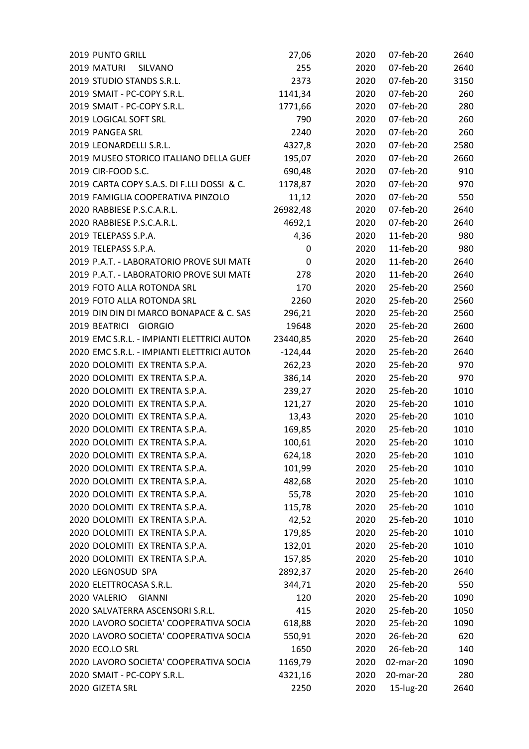| | | | | | |
|---|---|---|---|---|---|
| 2019 | PUNTO GRILL | 27,06 | 2020 | 07-feb-20 | 2640 |
| 2019 | MATURI SILVANO | 255 | 2020 | 07-feb-20 | 2640 |
| 2019 | STUDIO STANDS S.R.L. | 2373 | 2020 | 07-feb-20 | 3150 |
| 2019 | SMAIT - PC-COPY S.R.L. | 1141,34 | 2020 | 07-feb-20 | 260 |
| 2019 | SMAIT - PC-COPY S.R.L. | 1771,66 | 2020 | 07-feb-20 | 280 |
| 2019 | LOGICAL SOFT SRL | 790 | 2020 | 07-feb-20 | 260 |
| 2019 | PANGEA SRL | 2240 | 2020 | 07-feb-20 | 260 |
| 2019 | LEONARDELLI S.R.L. | 4327,8 | 2020 | 07-feb-20 | 2580 |
| 2019 | MUSEO STORICO ITALIANO DELLA GUEF | 195,07 | 2020 | 07-feb-20 | 2660 |
| 2019 | CIR-FOOD S.C. | 690,48 | 2020 | 07-feb-20 | 910 |
| 2019 | CARTA COPY S.A.S. DI F.LLI DOSSI & C. | 1178,87 | 2020 | 07-feb-20 | 970 |
| 2019 | FAMIGLIA COOPERATIVA PINZOLO | 11,12 | 2020 | 07-feb-20 | 550 |
| 2020 | RABBIESE P.S.C.A.R.L. | 26982,48 | 2020 | 07-feb-20 | 2640 |
| 2020 | RABBIESE P.S.C.A.R.L. | 4692,1 | 2020 | 07-feb-20 | 2640 |
| 2019 | TELEPASS S.P.A. | 4,36 | 2020 | 11-feb-20 | 980 |
| 2019 | TELEPASS S.P.A. | 0 | 2020 | 11-feb-20 | 980 |
| 2019 | P.A.T. - LABORATORIO PROVE SUI MATE | 0 | 2020 | 11-feb-20 | 2640 |
| 2019 | P.A.T. - LABORATORIO PROVE SUI MATE | 278 | 2020 | 11-feb-20 | 2640 |
| 2019 | FOTO ALLA ROTONDA SRL | 170 | 2020 | 25-feb-20 | 2560 |
| 2019 | FOTO ALLA ROTONDA SRL | 2260 | 2020 | 25-feb-20 | 2560 |
| 2019 | DIN DIN DI MARCO BONAPACE & C. SAS | 296,21 | 2020 | 25-feb-20 | 2560 |
| 2019 | BEATRICI GIORGIO | 19648 | 2020 | 25-feb-20 | 2600 |
| 2019 | EMC S.R.L. - IMPIANTI ELETTRICI AUTON | 23440,85 | 2020 | 25-feb-20 | 2640 |
| 2019 | EMC S.R.L. - IMPIANTI ELETTRICI AUTON | -124,44 | 2020 | 25-feb-20 | 2640 |
| 2020 | DOLOMITI EX TRENTA S.P.A. | 262,23 | 2020 | 25-feb-20 | 970 |
| 2020 | DOLOMITI EX TRENTA S.P.A. | 386,14 | 2020 | 25-feb-20 | 970 |
| 2020 | DOLOMITI EX TRENTA S.P.A. | 239,27 | 2020 | 25-feb-20 | 1010 |
| 2020 | DOLOMITI EX TRENTA S.P.A. | 121,27 | 2020 | 25-feb-20 | 1010 |
| 2020 | DOLOMITI EX TRENTA S.P.A. | 13,43 | 2020 | 25-feb-20 | 1010 |
| 2020 | DOLOMITI EX TRENTA S.P.A. | 169,85 | 2020 | 25-feb-20 | 1010 |
| 2020 | DOLOMITI EX TRENTA S.P.A. | 100,61 | 2020 | 25-feb-20 | 1010 |
| 2020 | DOLOMITI EX TRENTA S.P.A. | 624,18 | 2020 | 25-feb-20 | 1010 |
| 2020 | DOLOMITI EX TRENTA S.P.A. | 101,99 | 2020 | 25-feb-20 | 1010 |
| 2020 | DOLOMITI EX TRENTA S.P.A. | 482,68 | 2020 | 25-feb-20 | 1010 |
| 2020 | DOLOMITI EX TRENTA S.P.A. | 55,78 | 2020 | 25-feb-20 | 1010 |
| 2020 | DOLOMITI EX TRENTA S.P.A. | 115,78 | 2020 | 25-feb-20 | 1010 |
| 2020 | DOLOMITI EX TRENTA S.P.A. | 42,52 | 2020 | 25-feb-20 | 1010 |
| 2020 | DOLOMITI EX TRENTA S.P.A. | 179,85 | 2020 | 25-feb-20 | 1010 |
| 2020 | DOLOMITI EX TRENTA S.P.A. | 132,01 | 2020 | 25-feb-20 | 1010 |
| 2020 | DOLOMITI EX TRENTA S.P.A. | 157,85 | 2020 | 25-feb-20 | 1010 |
| 2020 | LEGNOSUD SPA | 2892,37 | 2020 | 25-feb-20 | 2640 |
| 2020 | ELETTROCASA S.R.L. | 344,71 | 2020 | 25-feb-20 | 550 |
| 2020 | VALERIO GIANNI | 120 | 2020 | 25-feb-20 | 1090 |
| 2020 | SALVATERRA ASCENSORI S.R.L. | 415 | 2020 | 25-feb-20 | 1050 |
| 2020 | LAVORO SOCIETA' COOPERATIVA SOCIA | 618,88 | 2020 | 25-feb-20 | 1090 |
| 2020 | LAVORO SOCIETA' COOPERATIVA SOCIA | 550,91 | 2020 | 26-feb-20 | 620 |
| 2020 | ECO.LO SRL | 1650 | 2020 | 26-feb-20 | 140 |
| 2020 | LAVORO SOCIETA' COOPERATIVA SOCIA | 1169,79 | 2020 | 02-mar-20 | 1090 |
| 2020 | SMAIT - PC-COPY S.R.L. | 4321,16 | 2020 | 20-mar-20 | 280 |
| 2020 | GIZETA SRL | 2250 | 2020 | 15-lug-20 | 2640 |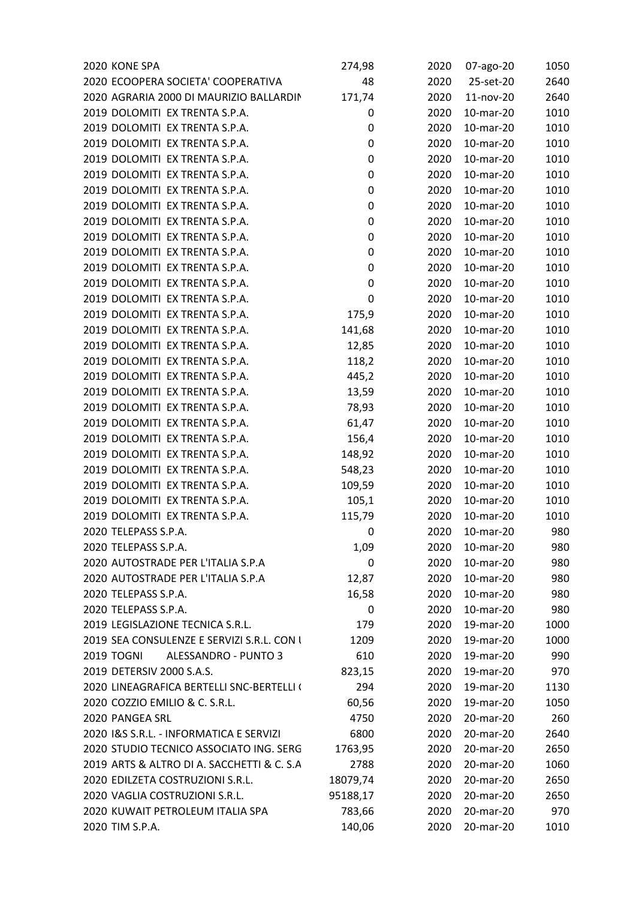| | | | | | |
|---|---|---|---|---|---|
| 2020 | KONE SPA | 274,98 | 2020 | 07-ago-20 | 1050 |
| 2020 | ECOOPERA SOCIETA' COOPERATIVA | 48 | 2020 | 25-set-20 | 2640 |
| 2020 | AGRARIA 2000 DI MAURIZIO BALLARDIN | 171,74 | 2020 | 11-nov-20 | 2640 |
| 2019 | DOLOMITI EX TRENTA S.P.A. | 0 | 2020 | 10-mar-20 | 1010 |
| 2019 | DOLOMITI EX TRENTA S.P.A. | 0 | 2020 | 10-mar-20 | 1010 |
| 2019 | DOLOMITI EX TRENTA S.P.A. | 0 | 2020 | 10-mar-20 | 1010 |
| 2019 | DOLOMITI EX TRENTA S.P.A. | 0 | 2020 | 10-mar-20 | 1010 |
| 2019 | DOLOMITI EX TRENTA S.P.A. | 0 | 2020 | 10-mar-20 | 1010 |
| 2019 | DOLOMITI EX TRENTA S.P.A. | 0 | 2020 | 10-mar-20 | 1010 |
| 2019 | DOLOMITI EX TRENTA S.P.A. | 0 | 2020 | 10-mar-20 | 1010 |
| 2019 | DOLOMITI EX TRENTA S.P.A. | 0 | 2020 | 10-mar-20 | 1010 |
| 2019 | DOLOMITI EX TRENTA S.P.A. | 0 | 2020 | 10-mar-20 | 1010 |
| 2019 | DOLOMITI EX TRENTA S.P.A. | 0 | 2020 | 10-mar-20 | 1010 |
| 2019 | DOLOMITI EX TRENTA S.P.A. | 0 | 2020 | 10-mar-20 | 1010 |
| 2019 | DOLOMITI EX TRENTA S.P.A. | 0 | 2020 | 10-mar-20 | 1010 |
| 2019 | DOLOMITI EX TRENTA S.P.A. | 0 | 2020 | 10-mar-20 | 1010 |
| 2019 | DOLOMITI EX TRENTA S.P.A. | 175,9 | 2020 | 10-mar-20 | 1010 |
| 2019 | DOLOMITI EX TRENTA S.P.A. | 141,68 | 2020 | 10-mar-20 | 1010 |
| 2019 | DOLOMITI EX TRENTA S.P.A. | 12,85 | 2020 | 10-mar-20 | 1010 |
| 2019 | DOLOMITI EX TRENTA S.P.A. | 118,2 | 2020 | 10-mar-20 | 1010 |
| 2019 | DOLOMITI EX TRENTA S.P.A. | 445,2 | 2020 | 10-mar-20 | 1010 |
| 2019 | DOLOMITI EX TRENTA S.P.A. | 13,59 | 2020 | 10-mar-20 | 1010 |
| 2019 | DOLOMITI EX TRENTA S.P.A. | 78,93 | 2020 | 10-mar-20 | 1010 |
| 2019 | DOLOMITI EX TRENTA S.P.A. | 61,47 | 2020 | 10-mar-20 | 1010 |
| 2019 | DOLOMITI EX TRENTA S.P.A. | 156,4 | 2020 | 10-mar-20 | 1010 |
| 2019 | DOLOMITI EX TRENTA S.P.A. | 148,92 | 2020 | 10-mar-20 | 1010 |
| 2019 | DOLOMITI EX TRENTA S.P.A. | 548,23 | 2020 | 10-mar-20 | 1010 |
| 2019 | DOLOMITI EX TRENTA S.P.A. | 109,59 | 2020 | 10-mar-20 | 1010 |
| 2019 | DOLOMITI EX TRENTA S.P.A. | 105,1 | 2020 | 10-mar-20 | 1010 |
| 2019 | DOLOMITI EX TRENTA S.P.A. | 115,79 | 2020 | 10-mar-20 | 1010 |
| 2020 | TELEPASS S.P.A. | 0 | 2020 | 10-mar-20 | 980 |
| 2020 | TELEPASS S.P.A. | 1,09 | 2020 | 10-mar-20 | 980 |
| 2020 | AUTOSTRADE PER L'ITALIA S.P.A | 0 | 2020 | 10-mar-20 | 980 |
| 2020 | AUTOSTRADE PER L'ITALIA S.P.A | 12,87 | 2020 | 10-mar-20 | 980 |
| 2020 | TELEPASS S.P.A. | 16,58 | 2020 | 10-mar-20 | 980 |
| 2020 | TELEPASS S.P.A. | 0 | 2020 | 10-mar-20 | 980 |
| 2019 | LEGISLAZIONE TECNICA S.R.L. | 179 | 2020 | 19-mar-20 | 1000 |
| 2019 | SEA CONSULENZE E SERVIZI S.R.L. CON U | 1209 | 2020 | 19-mar-20 | 1000 |
| 2019 | TOGNI ALESSANDRO - PUNTO 3 | 610 | 2020 | 19-mar-20 | 990 |
| 2019 | DETERSIV 2000 S.A.S. | 823,15 | 2020 | 19-mar-20 | 970 |
| 2020 | LINEAGRAFICA BERTELLI SNC-BERTELLI ( | 294 | 2020 | 19-mar-20 | 1130 |
| 2020 | COZZIO EMILIO & C. S.R.L. | 60,56 | 2020 | 19-mar-20 | 1050 |
| 2020 | PANGEA SRL | 4750 | 2020 | 20-mar-20 | 260 |
| 2020 | I&S S.R.L. - INFORMATICA E SERVIZI | 6800 | 2020 | 20-mar-20 | 2640 |
| 2020 | STUDIO TECNICO ASSOCIATO ING. SERG | 1763,95 | 2020 | 20-mar-20 | 2650 |
| 2019 | ARTS & ALTRO DI A. SACCHETTI & C. S.A | 2788 | 2020 | 20-mar-20 | 1060 |
| 2020 | EDILZETA COSTRUZIONI S.R.L. | 18079,74 | 2020 | 20-mar-20 | 2650 |
| 2020 | VAGLIA COSTRUZIONI S.R.L. | 95188,17 | 2020 | 20-mar-20 | 2650 |
| 2020 | KUWAIT PETROLEUM ITALIA SPA | 783,66 | 2020 | 20-mar-20 | 970 |
| 2020 | TIM S.P.A. | 140,06 | 2020 | 20-mar-20 | 1010 |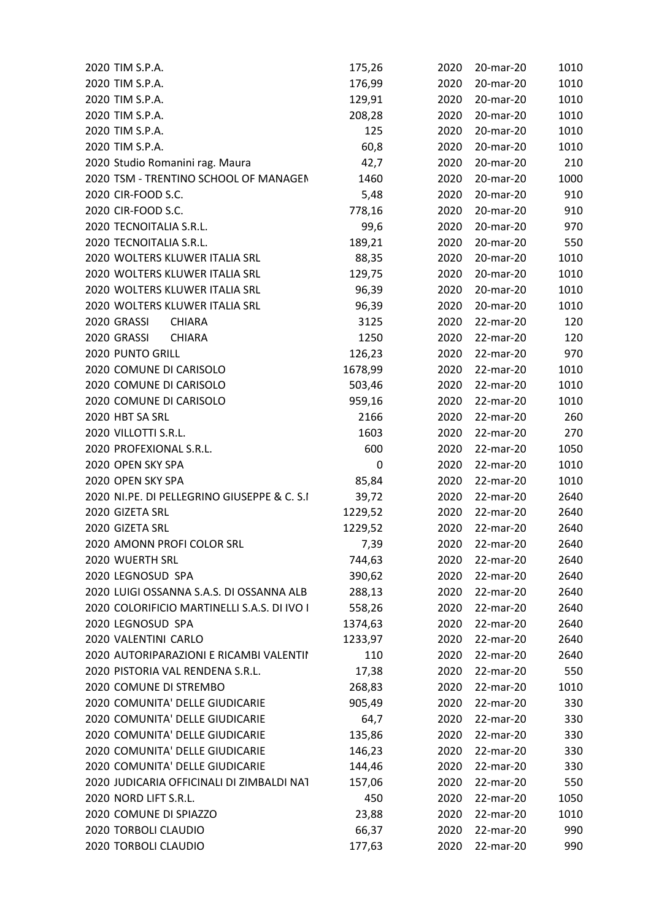| | | | | | |
|---|---|---|---|---|---|
| 2020 | TIM S.P.A. | 175,26 | 2020 | 20-mar-20 | 1010 |
| 2020 | TIM S.P.A. | 176,99 | 2020 | 20-mar-20 | 1010 |
| 2020 | TIM S.P.A. | 129,91 | 2020 | 20-mar-20 | 1010 |
| 2020 | TIM S.P.A. | 208,28 | 2020 | 20-mar-20 | 1010 |
| 2020 | TIM S.P.A. | 125 | 2020 | 20-mar-20 | 1010 |
| 2020 | TIM S.P.A. | 60,8 | 2020 | 20-mar-20 | 1010 |
| 2020 | Studio Romanini rag. Maura | 42,7 | 2020 | 20-mar-20 | 210 |
| 2020 | TSM - TRENTINO SCHOOL OF MANAGEN | 1460 | 2020 | 20-mar-20 | 1000 |
| 2020 | CIR-FOOD S.C. | 5,48 | 2020 | 20-mar-20 | 910 |
| 2020 | CIR-FOOD S.C. | 778,16 | 2020 | 20-mar-20 | 910 |
| 2020 | TECNOITALIA S.R.L. | 99,6 | 2020 | 20-mar-20 | 970 |
| 2020 | TECNOITALIA S.R.L. | 189,21 | 2020 | 20-mar-20 | 550 |
| 2020 | WOLTERS KLUWER ITALIA SRL | 88,35 | 2020 | 20-mar-20 | 1010 |
| 2020 | WOLTERS KLUWER ITALIA SRL | 129,75 | 2020 | 20-mar-20 | 1010 |
| 2020 | WOLTERS KLUWER ITALIA SRL | 96,39 | 2020 | 20-mar-20 | 1010 |
| 2020 | WOLTERS KLUWER ITALIA SRL | 96,39 | 2020 | 20-mar-20 | 1010 |
| 2020 | GRASSI CHIARA | 3125 | 2020 | 22-mar-20 | 120 |
| 2020 | GRASSI CHIARA | 1250 | 2020 | 22-mar-20 | 120 |
| 2020 | PUNTO GRILL | 126,23 | 2020 | 22-mar-20 | 970 |
| 2020 | COMUNE DI CARISOLO | 1678,99 | 2020 | 22-mar-20 | 1010 |
| 2020 | COMUNE DI CARISOLO | 503,46 | 2020 | 22-mar-20 | 1010 |
| 2020 | COMUNE DI CARISOLO | 959,16 | 2020 | 22-mar-20 | 1010 |
| 2020 | HBT SA SRL | 2166 | 2020 | 22-mar-20 | 260 |
| 2020 | VILLOTTI S.R.L. | 1603 | 2020 | 22-mar-20 | 270 |
| 2020 | PROFEXIONAL S.R.L. | 600 | 2020 | 22-mar-20 | 1050 |
| 2020 | OPEN SKY SPA | 0 | 2020 | 22-mar-20 | 1010 |
| 2020 | OPEN SKY SPA | 85,84 | 2020 | 22-mar-20 | 1010 |
| 2020 | NI.PE. DI PELLEGRINO GIUSEPPE & C. S.I | 39,72 | 2020 | 22-mar-20 | 2640 |
| 2020 | GIZETA SRL | 1229,52 | 2020 | 22-mar-20 | 2640 |
| 2020 | GIZETA SRL | 1229,52 | 2020 | 22-mar-20 | 2640 |
| 2020 | AMONN PROFI COLOR SRL | 7,39 | 2020 | 22-mar-20 | 2640 |
| 2020 | WUERTH SRL | 744,63 | 2020 | 22-mar-20 | 2640 |
| 2020 | LEGNOSUD SPA | 390,62 | 2020 | 22-mar-20 | 2640 |
| 2020 | LUIGI OSSANNA S.A.S. DI OSSANNA ALB | 288,13 | 2020 | 22-mar-20 | 2640 |
| 2020 | COLORIFICIO MARTINELLI S.A.S. DI IVO I | 558,26 | 2020 | 22-mar-20 | 2640 |
| 2020 | LEGNOSUD SPA | 1374,63 | 2020 | 22-mar-20 | 2640 |
| 2020 | VALENTINI CARLO | 1233,97 | 2020 | 22-mar-20 | 2640 |
| 2020 | AUTORIPARAZIONI E RICAMBI VALENTII | 110 | 2020 | 22-mar-20 | 2640 |
| 2020 | PISTORIA VAL RENDENA S.R.L. | 17,38 | 2020 | 22-mar-20 | 550 |
| 2020 | COMUNE DI STREMBO | 268,83 | 2020 | 22-mar-20 | 1010 |
| 2020 | COMUNITA' DELLE GIUDICARIE | 905,49 | 2020 | 22-mar-20 | 330 |
| 2020 | COMUNITA' DELLE GIUDICARIE | 64,7 | 2020 | 22-mar-20 | 330 |
| 2020 | COMUNITA' DELLE GIUDICARIE | 135,86 | 2020 | 22-mar-20 | 330 |
| 2020 | COMUNITA' DELLE GIUDICARIE | 146,23 | 2020 | 22-mar-20 | 330 |
| 2020 | COMUNITA' DELLE GIUDICARIE | 144,46 | 2020 | 22-mar-20 | 330 |
| 2020 | JUDICARIA OFFICINALI DI ZIMBALDI NAT | 157,06 | 2020 | 22-mar-20 | 550 |
| 2020 | NORD LIFT S.R.L. | 450 | 2020 | 22-mar-20 | 1050 |
| 2020 | COMUNE DI SPIAZZO | 23,88 | 2020 | 22-mar-20 | 1010 |
| 2020 | TORBOLI CLAUDIO | 66,37 | 2020 | 22-mar-20 | 990 |
| 2020 | TORBOLI CLAUDIO | 177,63 | 2020 | 22-mar-20 | 990 |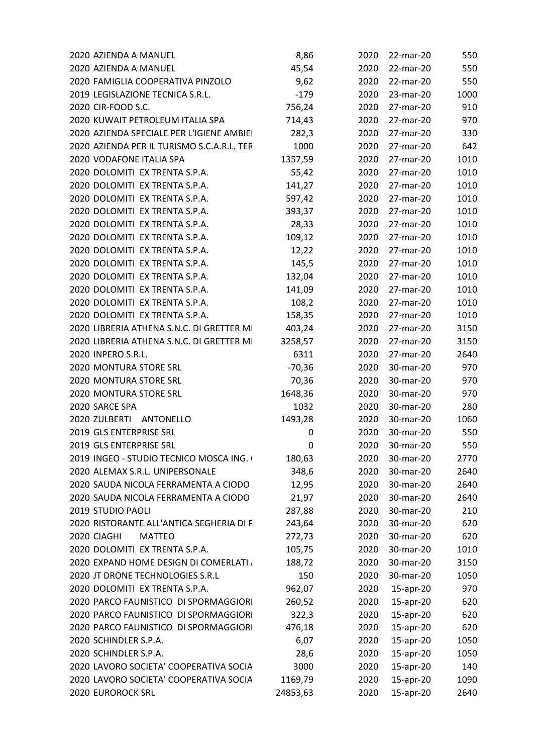| | | | | | |
|---|---|---|---|---|---|
| 2020 | AZIENDA A MANUEL | 8,86 | 2020 | 22-mar-20 | 550 |
| 2020 | AZIENDA A MANUEL | 45,54 | 2020 | 22-mar-20 | 550 |
| 2020 | FAMIGLIA COOPERATIVA PINZOLO | 9,62 | 2020 | 22-mar-20 | 550 |
| 2019 | LEGISLAZIONE TECNICA S.R.L. | -179 | 2020 | 23-mar-20 | 1000 |
| 2020 | CIR-FOOD S.C. | 756,24 | 2020 | 27-mar-20 | 910 |
| 2020 | KUWAIT PETROLEUM ITALIA SPA | 714,43 | 2020 | 27-mar-20 | 970 |
| 2020 | AZIENDA SPECIALE PER L'IGIENE AMBIEI | 282,3 | 2020 | 27-mar-20 | 330 |
| 2020 | AZIENDA PER IL TURISMO S.C.A.R.L. TER | 1000 | 2020 | 27-mar-20 | 642 |
| 2020 | VODAFONE ITALIA SPA | 1357,59 | 2020 | 27-mar-20 | 1010 |
| 2020 | DOLOMITI EX TRENTA S.P.A. | 55,42 | 2020 | 27-mar-20 | 1010 |
| 2020 | DOLOMITI EX TRENTA S.P.A. | 141,27 | 2020 | 27-mar-20 | 1010 |
| 2020 | DOLOMITI EX TRENTA S.P.A. | 597,42 | 2020 | 27-mar-20 | 1010 |
| 2020 | DOLOMITI EX TRENTA S.P.A. | 393,37 | 2020 | 27-mar-20 | 1010 |
| 2020 | DOLOMITI EX TRENTA S.P.A. | 28,33 | 2020 | 27-mar-20 | 1010 |
| 2020 | DOLOMITI EX TRENTA S.P.A. | 109,12 | 2020 | 27-mar-20 | 1010 |
| 2020 | DOLOMITI EX TRENTA S.P.A. | 12,22 | 2020 | 27-mar-20 | 1010 |
| 2020 | DOLOMITI EX TRENTA S.P.A. | 145,5 | 2020 | 27-mar-20 | 1010 |
| 2020 | DOLOMITI EX TRENTA S.P.A. | 132,04 | 2020 | 27-mar-20 | 1010 |
| 2020 | DOLOMITI EX TRENTA S.P.A. | 141,09 | 2020 | 27-mar-20 | 1010 |
| 2020 | DOLOMITI EX TRENTA S.P.A. | 108,2 | 2020 | 27-mar-20 | 1010 |
| 2020 | DOLOMITI EX TRENTA S.P.A. | 158,35 | 2020 | 27-mar-20 | 1010 |
| 2020 | LIBRERIA ATHENA S.N.C. DI GRETTER MI | 403,24 | 2020 | 27-mar-20 | 3150 |
| 2020 | LIBRERIA ATHENA S.N.C. DI GRETTER MI | 3258,57 | 2020 | 27-mar-20 | 3150 |
| 2020 | INPERO S.R.L. | 6311 | 2020 | 27-mar-20 | 2640 |
| 2020 | MONTURA STORE SRL | -70,36 | 2020 | 30-mar-20 | 970 |
| 2020 | MONTURA STORE SRL | 70,36 | 2020 | 30-mar-20 | 970 |
| 2020 | MONTURA STORE SRL | 1648,36 | 2020 | 30-mar-20 | 970 |
| 2020 | SARCE SPA | 1032 | 2020 | 30-mar-20 | 280 |
| 2020 | ZULBERTI ANTONELLO | 1493,28 | 2020 | 30-mar-20 | 1060 |
| 2019 | GLS ENTERPRISE SRL | 0 | 2020 | 30-mar-20 | 550 |
| 2019 | GLS ENTERPRISE SRL | 0 | 2020 | 30-mar-20 | 550 |
| 2019 | INGEO - STUDIO TECNICO MOSCA ING. ( | 180,63 | 2020 | 30-mar-20 | 2770 |
| 2020 | ALEMAX S.R.L. UNIPERSONALE | 348,6 | 2020 | 30-mar-20 | 2640 |
| 2020 | SAUDA NICOLA FERRAMENTA A CIODO | 12,95 | 2020 | 30-mar-20 | 2640 |
| 2020 | SAUDA NICOLA FERRAMENTA A CIODO | 21,97 | 2020 | 30-mar-20 | 2640 |
| 2019 | STUDIO PAOLI | 287,88 | 2020 | 30-mar-20 | 210 |
| 2020 | RISTORANTE ALL'ANTICA SEGHERIA DI P | 243,64 | 2020 | 30-mar-20 | 620 |
| 2020 | CIAGHI MATTEO | 272,73 | 2020 | 30-mar-20 | 620 |
| 2020 | DOLOMITI EX TRENTA S.P.A. | 105,75 | 2020 | 30-mar-20 | 1010 |
| 2020 | EXPAND HOME DESIGN DI COMERLATI / | 188,72 | 2020 | 30-mar-20 | 3150 |
| 2020 | JT DRONE TECHNOLOGIES S.R.L | 150 | 2020 | 30-mar-20 | 1050 |
| 2020 | DOLOMITI EX TRENTA S.P.A. | 962,07 | 2020 | 15-apr-20 | 970 |
| 2020 | PARCO FAUNISTICO DI SPORMAGGIORI | 260,52 | 2020 | 15-apr-20 | 620 |
| 2020 | PARCO FAUNISTICO DI SPORMAGGIORI | 322,3 | 2020 | 15-apr-20 | 620 |
| 2020 | PARCO FAUNISTICO DI SPORMAGGIORI | 476,18 | 2020 | 15-apr-20 | 620 |
| 2020 | SCHINDLER S.P.A. | 6,07 | 2020 | 15-apr-20 | 1050 |
| 2020 | SCHINDLER S.P.A. | 28,6 | 2020 | 15-apr-20 | 1050 |
| 2020 | LAVORO SOCIETA' COOPERATIVA SOCIA | 3000 | 2020 | 15-apr-20 | 140 |
| 2020 | LAVORO SOCIETA' COOPERATIVA SOCIA | 1169,79 | 2020 | 15-apr-20 | 1090 |
| 2020 | EUROROCK SRL | 24853,63 | 2020 | 15-apr-20 | 2640 |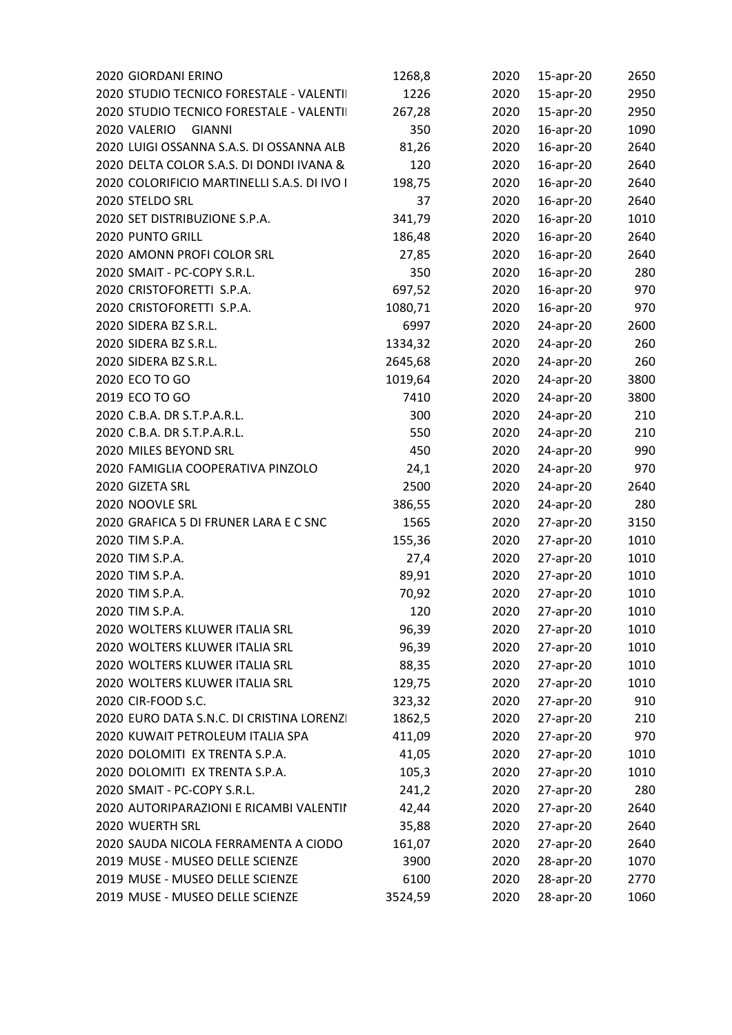| | | | | | |
|---|---|---|---|---|---|
| 2020 | GIORDANI ERINO | 1268,8 | 2020 | 15-apr-20 | 2650 |
| 2020 | STUDIO TECNICO FORESTALE - VALENTII | 1226 | 2020 | 15-apr-20 | 2950 |
| 2020 | STUDIO TECNICO FORESTALE - VALENTII | 267,28 | 2020 | 15-apr-20 | 2950 |
| 2020 | VALERIO GIANNI | 350 | 2020 | 16-apr-20 | 1090 |
| 2020 | LUIGI OSSANNA S.A.S. DI OSSANNA ALB | 81,26 | 2020 | 16-apr-20 | 2640 |
| 2020 | DELTA COLOR S.A.S. DI DONDI IVANA & | 120 | 2020 | 16-apr-20 | 2640 |
| 2020 | COLORIFICIO MARTINELLI S.A.S. DI IVO I | 198,75 | 2020 | 16-apr-20 | 2640 |
| 2020 | STELDO SRL | 37 | 2020 | 16-apr-20 | 2640 |
| 2020 | SET DISTRIBUZIONE S.P.A. | 341,79 | 2020 | 16-apr-20 | 1010 |
| 2020 | PUNTO GRILL | 186,48 | 2020 | 16-apr-20 | 2640 |
| 2020 | AMONN PROFI COLOR SRL | 27,85 | 2020 | 16-apr-20 | 2640 |
| 2020 | SMAIT - PC-COPY S.R.L. | 350 | 2020 | 16-apr-20 | 280 |
| 2020 | CRISTOFORETTI S.P.A. | 697,52 | 2020 | 16-apr-20 | 970 |
| 2020 | CRISTOFORETTI S.P.A. | 1080,71 | 2020 | 16-apr-20 | 970 |
| 2020 | SIDERA BZ S.R.L. | 6997 | 2020 | 24-apr-20 | 2600 |
| 2020 | SIDERA BZ S.R.L. | 1334,32 | 2020 | 24-apr-20 | 260 |
| 2020 | SIDERA BZ S.R.L. | 2645,68 | 2020 | 24-apr-20 | 260 |
| 2020 | ECO TO GO | 1019,64 | 2020 | 24-apr-20 | 3800 |
| 2019 | ECO TO GO | 7410 | 2020 | 24-apr-20 | 3800 |
| 2020 | C.B.A. DR S.T.P.A.R.L. | 300 | 2020 | 24-apr-20 | 210 |
| 2020 | C.B.A. DR S.T.P.A.R.L. | 550 | 2020 | 24-apr-20 | 210 |
| 2020 | MILES BEYOND SRL | 450 | 2020 | 24-apr-20 | 990 |
| 2020 | FAMIGLIA COOPERATIVA PINZOLO | 24,1 | 2020 | 24-apr-20 | 970 |
| 2020 | GIZETA SRL | 2500 | 2020 | 24-apr-20 | 2640 |
| 2020 | NOOVLE SRL | 386,55 | 2020 | 24-apr-20 | 280 |
| 2020 | GRAFICA 5 DI FRUNER LARA E C SNC | 1565 | 2020 | 27-apr-20 | 3150 |
| 2020 | TIM S.P.A. | 155,36 | 2020 | 27-apr-20 | 1010 |
| 2020 | TIM S.P.A. | 27,4 | 2020 | 27-apr-20 | 1010 |
| 2020 | TIM S.P.A. | 89,91 | 2020 | 27-apr-20 | 1010 |
| 2020 | TIM S.P.A. | 70,92 | 2020 | 27-apr-20 | 1010 |
| 2020 | TIM S.P.A. | 120 | 2020 | 27-apr-20 | 1010 |
| 2020 | WOLTERS KLUWER ITALIA SRL | 96,39 | 2020 | 27-apr-20 | 1010 |
| 2020 | WOLTERS KLUWER ITALIA SRL | 96,39 | 2020 | 27-apr-20 | 1010 |
| 2020 | WOLTERS KLUWER ITALIA SRL | 88,35 | 2020 | 27-apr-20 | 1010 |
| 2020 | WOLTERS KLUWER ITALIA SRL | 129,75 | 2020 | 27-apr-20 | 1010 |
| 2020 | CIR-FOOD S.C. | 323,32 | 2020 | 27-apr-20 | 910 |
| 2020 | EURO DATA S.N.C. DI CRISTINA LORENZI | 1862,5 | 2020 | 27-apr-20 | 210 |
| 2020 | KUWAIT PETROLEUM ITALIA SPA | 411,09 | 2020 | 27-apr-20 | 970 |
| 2020 | DOLOMITI EX TRENTA S.P.A. | 41,05 | 2020 | 27-apr-20 | 1010 |
| 2020 | DOLOMITI EX TRENTA S.P.A. | 105,3 | 2020 | 27-apr-20 | 1010 |
| 2020 | SMAIT - PC-COPY S.R.L. | 241,2 | 2020 | 27-apr-20 | 280 |
| 2020 | AUTORIPARAZIONI E RICAMBI VALENTIN | 42,44 | 2020 | 27-apr-20 | 2640 |
| 2020 | WUERTH SRL | 35,88 | 2020 | 27-apr-20 | 2640 |
| 2020 | SAUDA NICOLA FERRAMENTA A CIODO | 161,07 | 2020 | 27-apr-20 | 2640 |
| 2019 | MUSE - MUSEO DELLE SCIENZE | 3900 | 2020 | 28-apr-20 | 1070 |
| 2019 | MUSE - MUSEO DELLE SCIENZE | 6100 | 2020 | 28-apr-20 | 2770 |
| 2019 | MUSE - MUSEO DELLE SCIENZE | 3524,59 | 2020 | 28-apr-20 | 1060 |